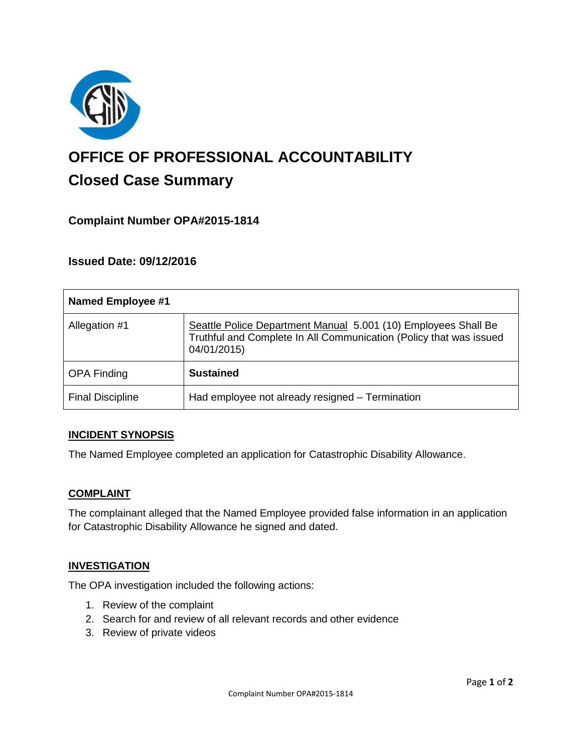# OFFICE OF PROFESSIONAL ACCOUNTABILITY

## Closed Case Summary

### Complaint Number OPA#2015-1814

### Issued Date: 09/12/2016

| Named Employee #1 | |
|---|---|
| Allegation #1 | Seattle Police Department Manual 5.001 (10) Employees Shall Be Truthful and Complete In All Communication (Policy that was issued 04/01/2015) |
| OPA Finding | **Sustained** |
| Final Discipline | Had employee not already resigned – Termination |

#### INCIDENT SYNOPSIS

The Named Employee completed an application for Catastrophic Disability Allowance.

#### COMPLAINT

The complainant alleged that the Named Employee provided false information in an application for Catastrophic Disability Allowance he signed and dated.

#### INVESTIGATION

The OPA investigation included the following actions:

1. Review of the complaint
2. Search for and review of all relevant records and other evidence
3. Review of private videos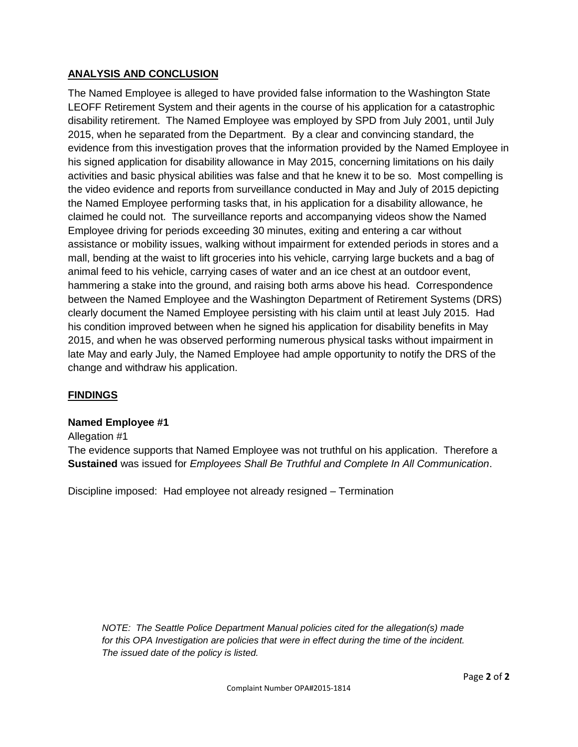## ANALYSIS AND CONCLUSION

The Named Employee is alleged to have provided false information to the Washington State LEOFF Retirement System and their agents in the course of his application for a catastrophic disability retirement. The Named Employee was employed by SPD from July 2001, until July 2015, when he separated from the Department. By a clear and convincing standard, the evidence from this investigation proves that the information provided by the Named Employee in his signed application for disability allowance in May 2015, concerning limitations on his daily activities and basic physical abilities was false and that he knew it to be so. Most compelling is the video evidence and reports from surveillance conducted in May and July of 2015 depicting the Named Employee performing tasks that, in his application for a disability allowance, he claimed he could not. The surveillance reports and accompanying videos show the Named Employee driving for periods exceeding 30 minutes, exiting and entering a car without assistance or mobility issues, walking without impairment for extended periods in stores and a mall, bending at the waist to lift groceries into his vehicle, carrying large buckets and a bag of animal feed to his vehicle, carrying cases of water and an ice chest at an outdoor event, hammering a stake into the ground, and raising both arms above his head. Correspondence between the Named Employee and the Washington Department of Retirement Systems (DRS) clearly document the Named Employee persisting with his claim until at least July 2015. Had his condition improved between when he signed his application for disability benefits in May 2015, and when he was observed performing numerous physical tasks without impairment in late May and early July, the Named Employee had ample opportunity to notify the DRS of the change and withdraw his application.

## FINDINGS

**Named Employee #1**

Allegation #1

The evidence supports that Named Employee was not truthful on his application. Therefore a **Sustained** was issued for *Employees Shall Be Truthful and Complete In All Communication*.

Discipline imposed: Had employee not already resigned – Termination

*NOTE: The Seattle Police Department Manual policies cited for the allegation(s) made for this OPA Investigation are policies that were in effect during the time of the incident. The issued date of the policy is listed.*

Complaint Number OPA#2015-1814